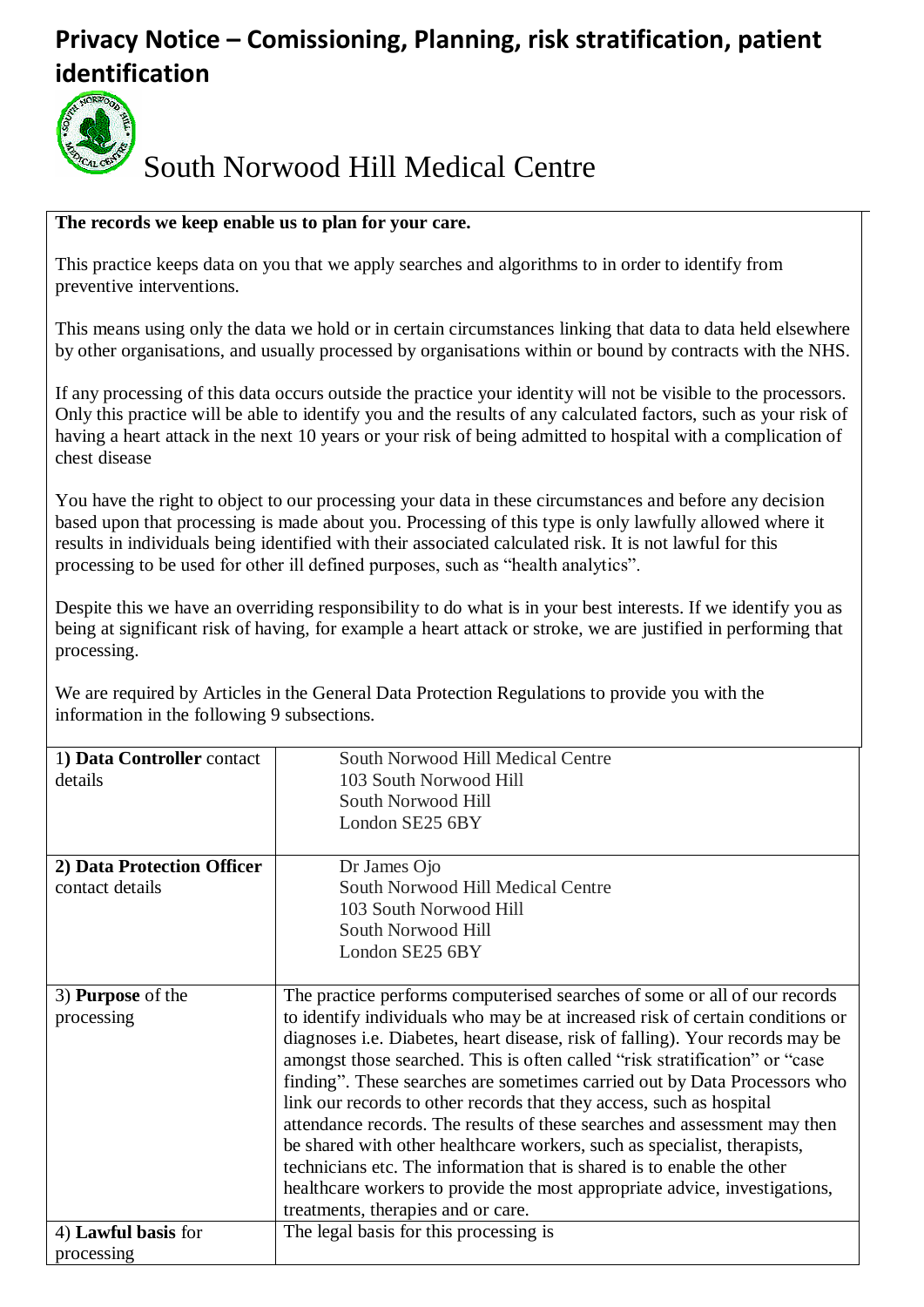# Privacy Notice – Comissioning, Planning, risk stratification, patient identification

South Norwood Hill Medical Centre

**The records we keep enable us to plan for your care.**

This practice keeps data on you that we apply searches and algorithms to in order to identify from preventive interventions.

This means using only the data we hold or in certain circumstances linking that data to data held elsewhere by other organisations, and usually processed by organisations within or bound by contracts with the NHS.

If any processing of this data occurs outside the practice your identity will not be visible to the processors. Only this practice will be able to identify you and the results of any calculated factors, such as your risk of having a heart attack in the next 10 years or your risk of being admitted to hospital with a complication of chest disease

You have the right to object to our processing your data in these circumstances and before any decision based upon that processing is made about you. Processing of this type is only lawfully allowed where it results in individuals being identified with their associated calculated risk. It is not lawful for this processing to be used for other ill defined purposes, such as "health analytics".

Despite this we have an overriding responsibility to do what is in your best interests. If we identify you as being at significant risk of having, for example a heart attack or stroke, we are justified in performing that processing.

We are required by Articles in the General Data Protection Regulations to provide you with the information in the following 9 subsections.

| | |
|---|---|
| 1**) Data Controller** contact details | South Norwood Hill Medical Centre<br>103 South Norwood Hill<br>South Norwood Hill<br>London SE25 6BY |
| **2) Data Protection Officer** contact details | Dr James Ojo<br>South Norwood Hill Medical Centre<br>103 South Norwood Hill<br>South Norwood Hill<br>London SE25 6BY |
| 3) **Purpose** of the processing | The practice performs computerised searches of some or all of our records to identify individuals who may be at increased risk of certain conditions or diagnoses i.e. Diabetes, heart disease, risk of falling). Your records may be amongst those searched. This is often called "risk stratification" or "case finding". These searches are sometimes carried out by Data Processors who link our records to other records that they access, such as hospital attendance records. The results of these searches and assessment may then be shared with other healthcare workers, such as specialist, therapists, technicians etc. The information that is shared is to enable the other healthcare workers to provide the most appropriate advice, investigations, treatments, therapies and or care. |
| 4) **Lawful basis** for processing | The legal basis for this processing is |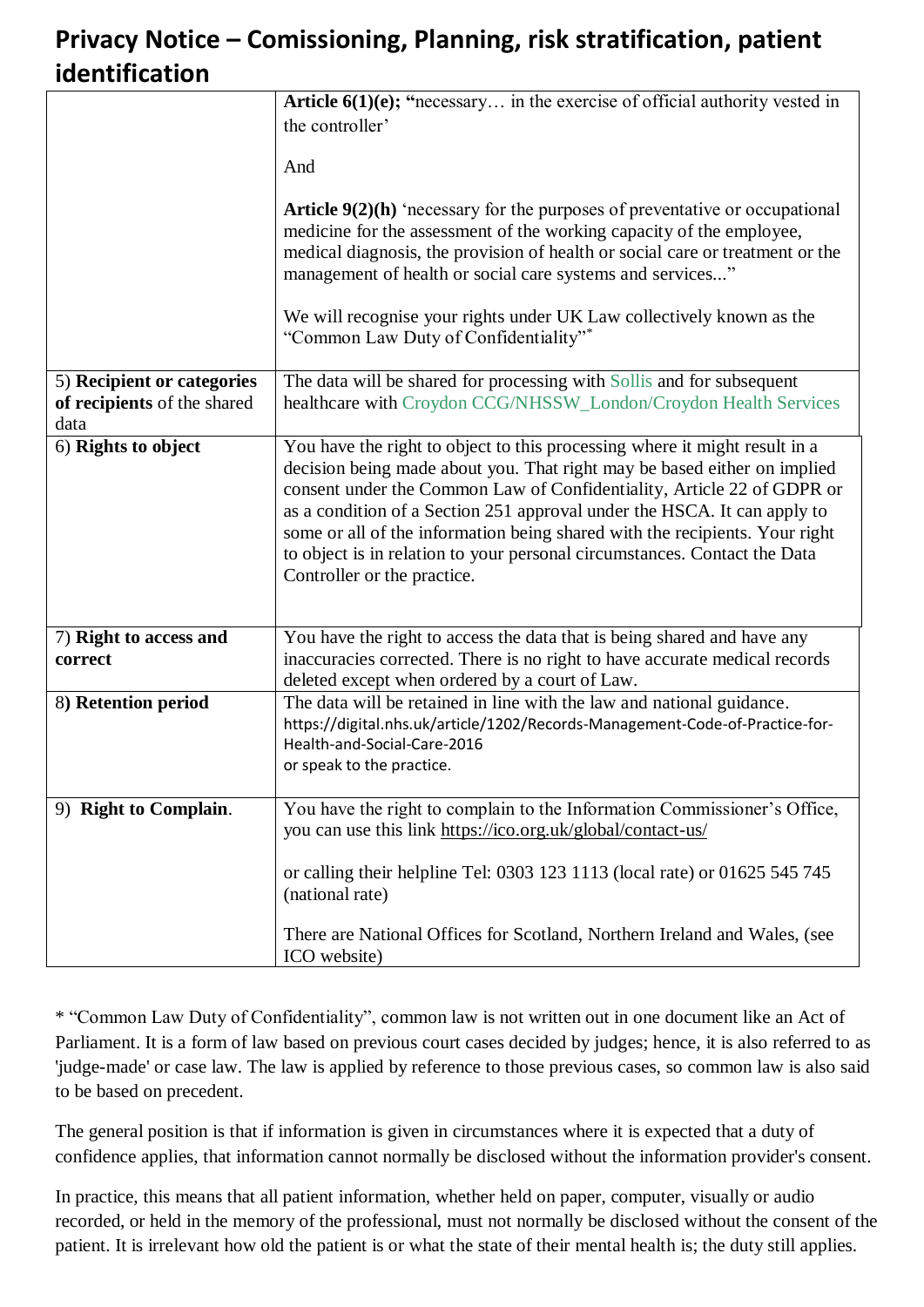# Privacy Notice – Comissioning, Planning, risk stratification, patient identification

| | |
|---|---|
| | **Article 6(1)(e); "**necessary… in the exercise of official authority vested in the controller'<br><br>And<br><br>**Article 9(2)(h)** 'necessary for the purposes of preventative or occupational medicine for the assessment of the working capacity of the employee, medical diagnosis, the provision of health or social care or treatment or the management of health or social care systems and services..."<br><br>We will recognise your rights under UK Law collectively known as the "Common Law Duty of Confidentiality"* |
| 5) **Recipient or categories of recipients** of the shared data | The data will be shared for processing with Sollis and for subsequent healthcare with Croydon CCG/NHSSW_London/Croydon Health Services |
| 6) **Rights to object** | You have the right to object to this processing where it might result in a decision being made about you. That right may be based either on implied consent under the Common Law of Confidentiality, Article 22 of GDPR or as a condition of a Section 251 approval under the HSCA. It can apply to some or all of the information being shared with the recipients. Your right to object is in relation to your personal circumstances. Contact the Data Controller or the practice. |
| 7) **Right to access and correct** | You have the right to access the data that is being shared and have any inaccuracies corrected. There is no right to have accurate medical records deleted except when ordered by a court of Law. |
| 8**) Retention period** | The data will be retained in line with the law and national guidance.<br>https://digital.nhs.uk/article/1202/Records-Management-Code-of-Practice-for-Health-and-Social-Care-2016<br>or speak to the practice. |
| 9) **Right to Complain**. | You have the right to complain to the Information Commissioner's Office, you can use this link https://ico.org.uk/global/contact-us/<br><br>or calling their helpline Tel: 0303 123 1113 (local rate) or 01625 545 745 (national rate)<br><br>There are National Offices for Scotland, Northern Ireland and Wales, (see ICO website) |

* "Common Law Duty of Confidentiality", common law is not written out in one document like an Act of Parliament. It is a form of law based on previous court cases decided by judges; hence, it is also referred to as 'judge-made' or case law. The law is applied by reference to those previous cases, so common law is also said to be based on precedent.

The general position is that if information is given in circumstances where it is expected that a duty of confidence applies, that information cannot normally be disclosed without the information provider's consent.

In practice, this means that all patient information, whether held on paper, computer, visually or audio recorded, or held in the memory of the professional, must not normally be disclosed without the consent of the patient. It is irrelevant how old the patient is or what the state of their mental health is; the duty still applies.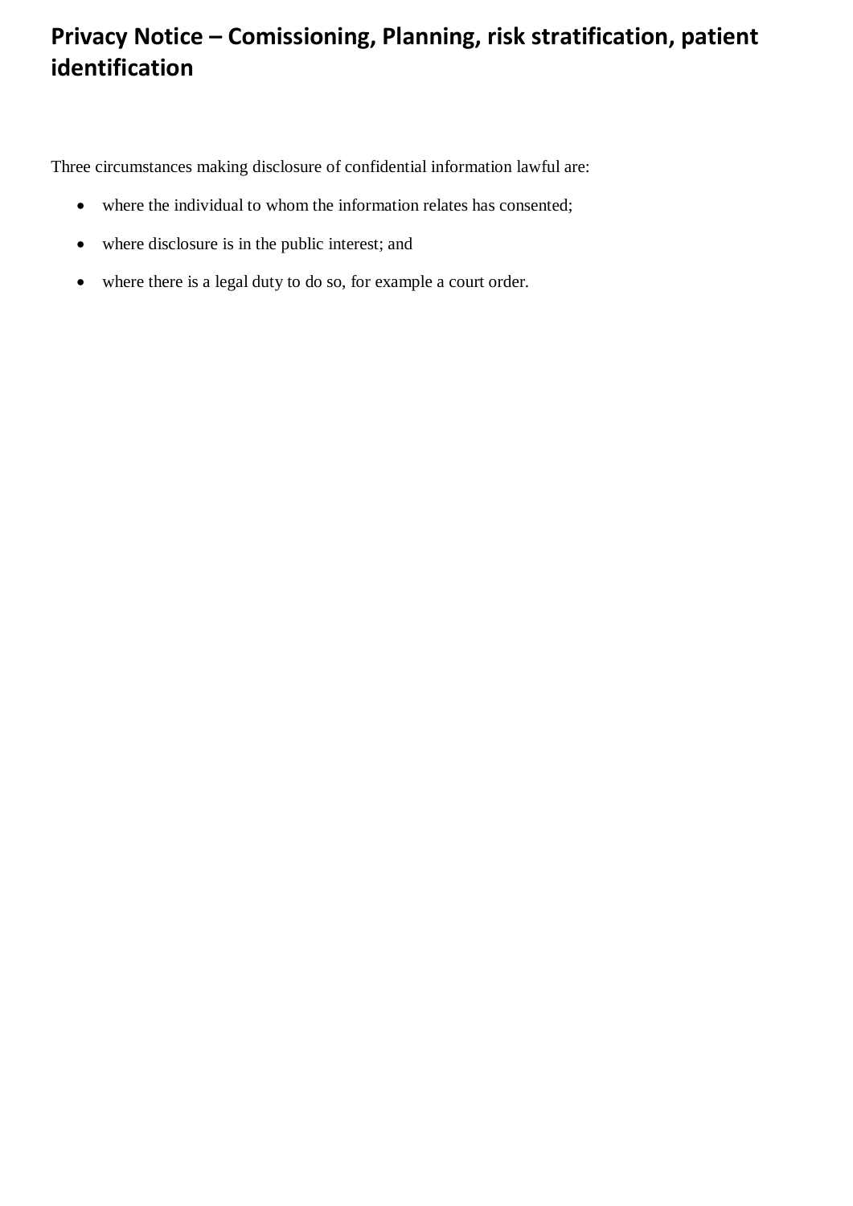# Privacy Notice – Comissioning, Planning, risk stratification, patient identification

Three circumstances making disclosure of confidential information lawful are:

- where the individual to whom the information relates has consented;
- where disclosure is in the public interest; and
- where there is a legal duty to do so, for example a court order.